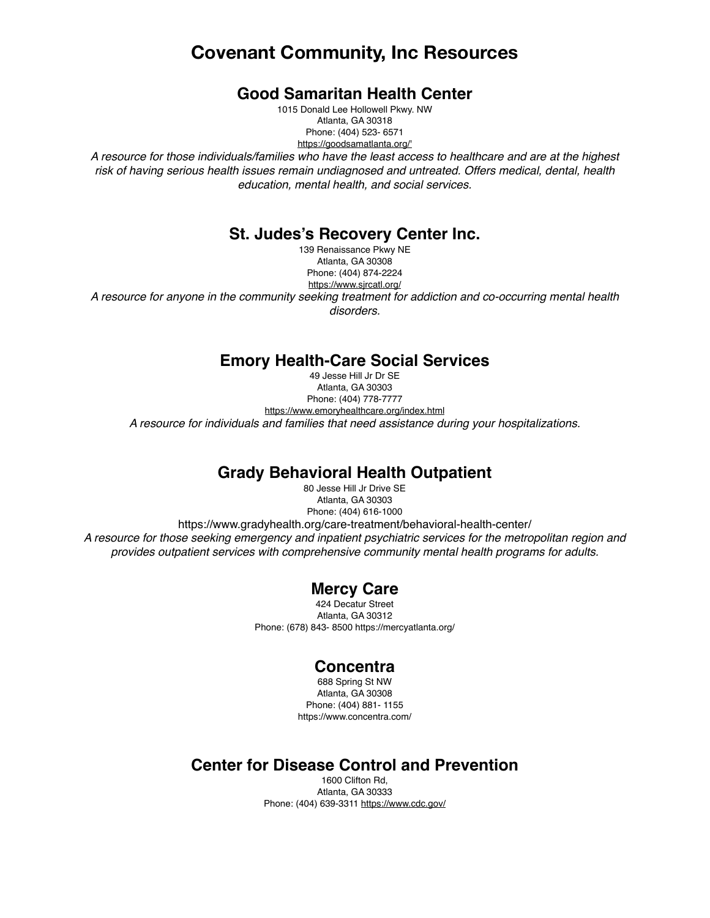# Covenant Community, Inc Resources

## Good Samaritan Health Center

1015 Donald Lee Hollowell Pkwy. NW
Atlanta, GA 30318
Phone: (404) 523- 6571
https://goodsamatlanta.org/'

*A resource for those individuals/families who have the least access to healthcare and are at the highest risk of having serious health issues remain undiagnosed and untreated. Offers medical, dental, health education, mental health, and social services.*

## St. Judes's Recovery Center Inc.

139 Renaissance Pkwy NE
Atlanta, GA 30308
Phone: (404) 874-2224
https://www.sjrcatl.org/

*A resource for anyone in the community seeking treatment for addiction and co-occurring mental health disorders.*

## Emory Health-Care Social Services

49 Jesse Hill Jr Dr SE
Atlanta, GA 30303
Phone: (404) 778-7777
https://www.emoryhealthcare.org/index.html

*A resource for individuals and families that need assistance during your hospitalizations.*

## Grady Behavioral Health Outpatient

80 Jesse Hill Jr Drive SE
Atlanta, GA 30303
Phone: (404) 616-1000
https://www.gradyhealth.org/care-treatment/behavioral-health-center/

*A resource for those seeking emergency and inpatient psychiatric services for the metropolitan region and provides outpatient services with comprehensive community mental health programs for adults.*

## Mercy Care

424 Decatur Street
Atlanta, GA 30312
Phone: (678) 843- 8500 https://mercyatlanta.org/

## Concentra

688 Spring St NW
Atlanta, GA 30308
Phone: (404) 881- 1155
https://www.concentra.com/

## Center for Disease Control and Prevention

1600 Clifton Rd,
Atlanta, GA 30333
Phone: (404) 639-3311 https://www.cdc.gov/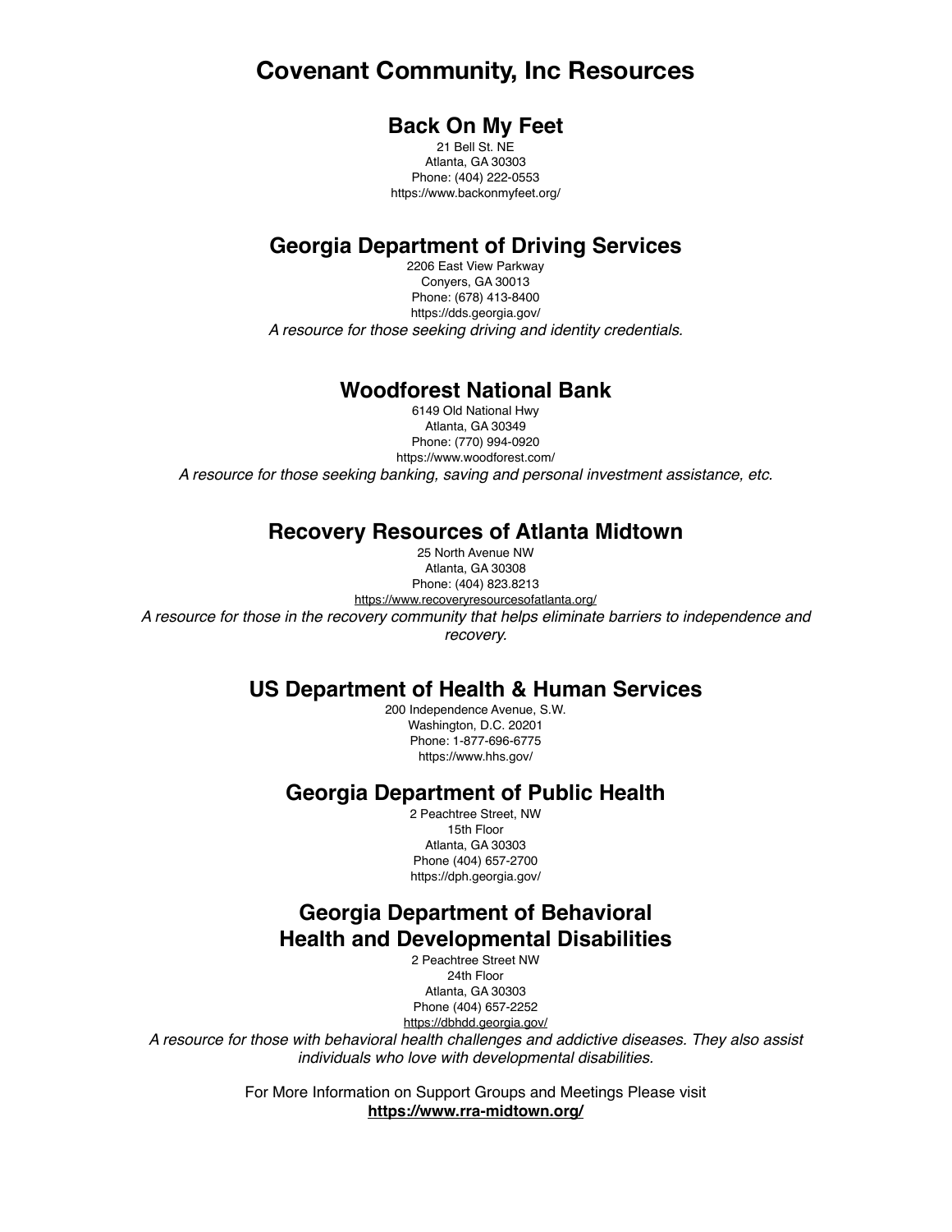# Covenant Community, Inc Resources

## Back On My Feet

21 Bell St. NE
Atlanta, GA 30303
Phone: (404) 222-0553
https://www.backonmyfeet.org/

## Georgia Department of Driving Services

2206 East View Parkway
Conyers, GA 30013
Phone: (678) 413-8400
https://dds.georgia.gov/

*A resource for those seeking driving and identity credentials.*

## Woodforest National Bank

6149 Old National Hwy
Atlanta, GA 30349
Phone: (770) 994-0920
https://www.woodforest.com/

*A resource for those seeking banking, saving and personal investment assistance, etc.*

## Recovery Resources of Atlanta Midtown

25 North Avenue NW
Atlanta, GA 30308
Phone: (404) 823.8213
https://www.recoveryresourcesofatlanta.org/

*A resource for those in the recovery community that helps eliminate barriers to independence and recovery.*

## US Department of Health & Human Services

200 Independence Avenue, S.W.
Washington, D.C. 20201
Phone: 1-877-696-6775
https://www.hhs.gov/

## Georgia Department of Public Health

2 Peachtree Street, NW
15th Floor
Atlanta, GA 30303
Phone (404) 657-2700
https://dph.georgia.gov/

## Georgia Department of Behavioral Health and Developmental Disabilities

2 Peachtree Street NW
24th Floor
Atlanta, GA 30303
Phone (404) 657-2252
https://dbhdd.georgia.gov/

*A resource for those with behavioral health challenges and addictive diseases. They also assist individuals who love with developmental disabilities.*

For More Information on Support Groups and Meetings Please visit
**https://www.rra-midtown.org/**